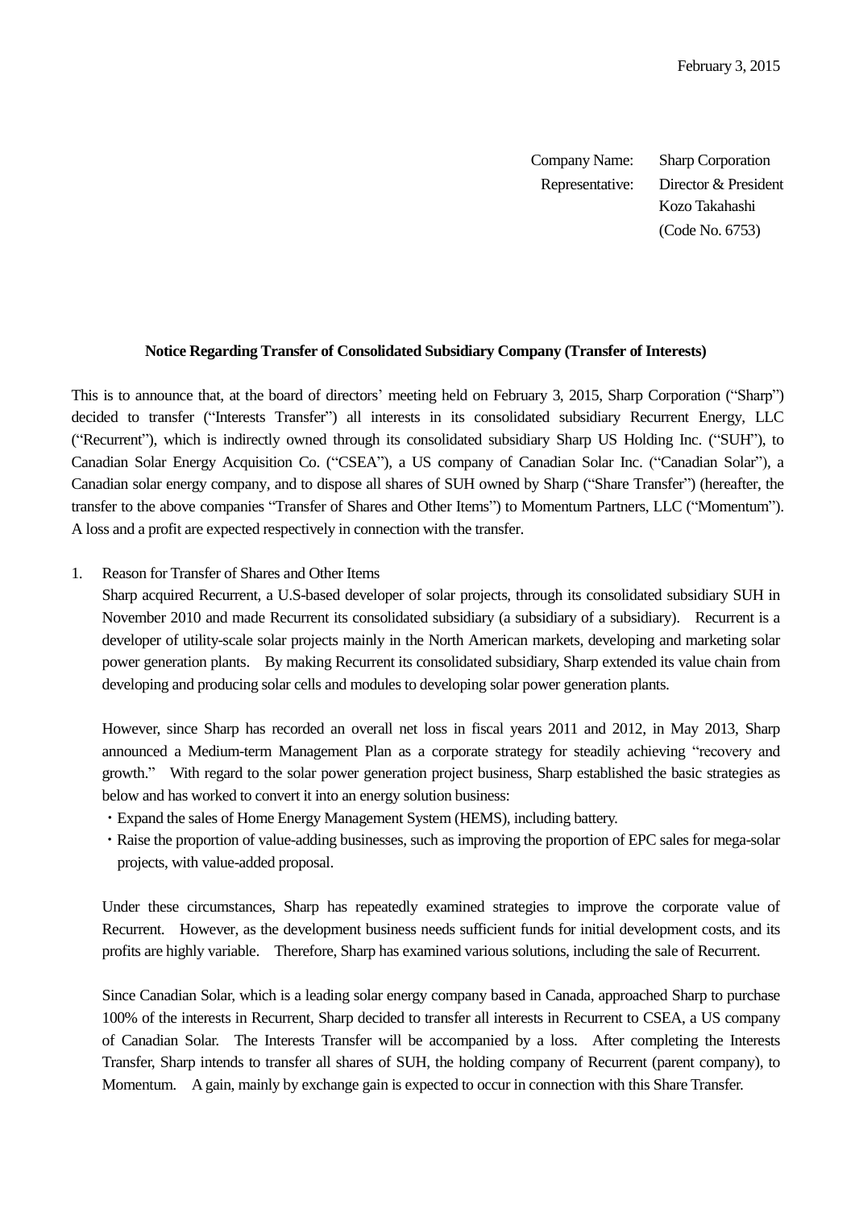February 3, 2015

Company Name: Sharp Corporation
Representative: Director & President
Kozo Takahashi
(Code No. 6753)

**Notice Regarding Transfer of Consolidated Subsidiary Company (Transfer of Interests)**

This is to announce that, at the board of directors' meeting held on February 3, 2015, Sharp Corporation ("Sharp") decided to transfer ("Interests Transfer") all interests in its consolidated subsidiary Recurrent Energy, LLC ("Recurrent"), which is indirectly owned through its consolidated subsidiary Sharp US Holding Inc. ("SUH"), to Canadian Solar Energy Acquisition Co. ("CSEA"), a US company of Canadian Solar Inc. ("Canadian Solar"), a Canadian solar energy company, and to dispose all shares of SUH owned by Sharp ("Share Transfer") (hereafter, the transfer to the above companies "Transfer of Shares and Other Items") to Momentum Partners, LLC ("Momentum"). A loss and a profit are expected respectively in connection with the transfer.

1. Reason for Transfer of Shares and Other Items

   Sharp acquired Recurrent, a U.S-based developer of solar projects, through its consolidated subsidiary SUH in November 2010 and made Recurrent its consolidated subsidiary (a subsidiary of a subsidiary). Recurrent is a developer of utility-scale solar projects mainly in the North American markets, developing and marketing solar power generation plants. By making Recurrent its consolidated subsidiary, Sharp extended its value chain from developing and producing solar cells and modules to developing solar power generation plants.

   However, since Sharp has recorded an overall net loss in fiscal years 2011 and 2012, in May 2013, Sharp announced a Medium-term Management Plan as a corporate strategy for steadily achieving "recovery and growth." With regard to the solar power generation project business, Sharp established the basic strategies as below and has worked to convert it into an energy solution business:

   - Expand the sales of Home Energy Management System (HEMS), including battery.
   - Raise the proportion of value-adding businesses, such as improving the proportion of EPC sales for mega-solar projects, with value-added proposal.

   Under these circumstances, Sharp has repeatedly examined strategies to improve the corporate value of Recurrent. However, as the development business needs sufficient funds for initial development costs, and its profits are highly variable. Therefore, Sharp has examined various solutions, including the sale of Recurrent.

   Since Canadian Solar, which is a leading solar energy company based in Canada, approached Sharp to purchase 100% of the interests in Recurrent, Sharp decided to transfer all interests in Recurrent to CSEA, a US company of Canadian Solar. The Interests Transfer will be accompanied by a loss. After completing the Interests Transfer, Sharp intends to transfer all shares of SUH, the holding company of Recurrent (parent company), to Momentum. A gain, mainly by exchange gain is expected to occur in connection with this Share Transfer.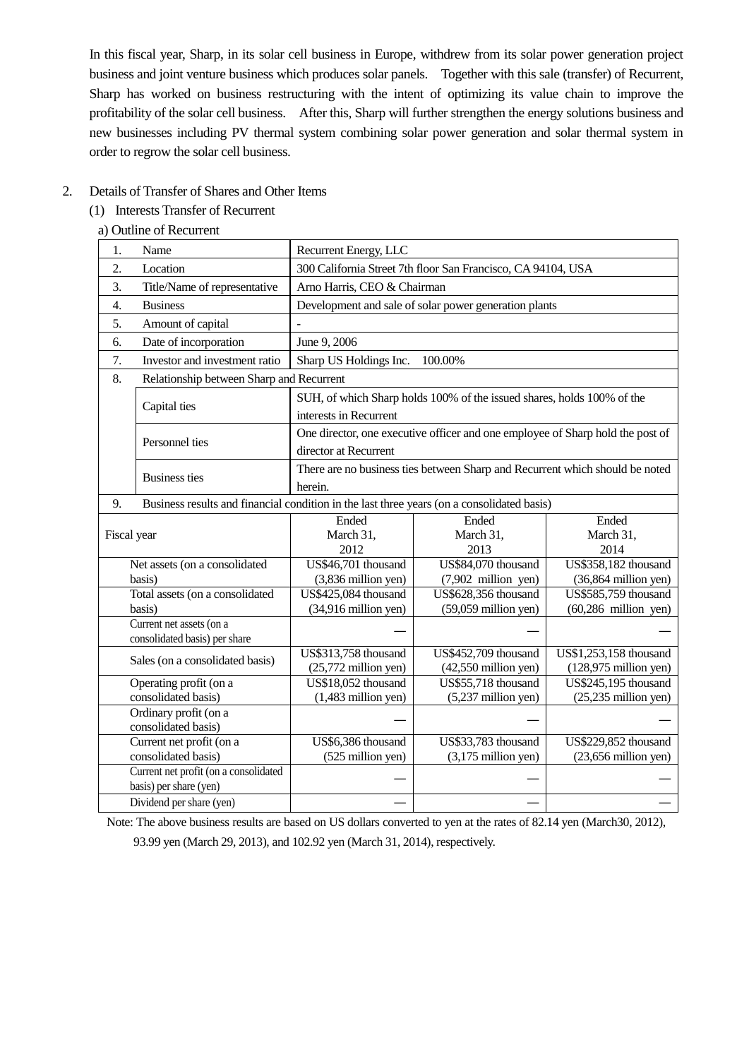In this fiscal year, Sharp, in its solar cell business in Europe, withdrew from its solar power generation project business and joint venture business which produces solar panels. Together with this sale (transfer) of Recurrent, Sharp has worked on business restructuring with the intent of optimizing its value chain to improve the profitability of the solar cell business. After this, Sharp will further strengthen the energy solutions business and new businesses including PV thermal system combining solar power generation and solar thermal system in order to regrow the solar cell business.

2. Details of Transfer of Shares and Other Items

(1) Interests Transfer of Recurrent

a) Outline of Recurrent

| | | | | |
|---|---|---|---|---|
| 1. Name | | Recurrent Energy, LLC | | |
| 2. Location | | 300 California Street 7th floor San Francisco, CA 94104, USA | | |
| 3. Title/Name of representative | | Arno Harris, CEO & Chairman | | |
| 4. Business | | Development and sale of solar power generation plants | | |
| 5. Amount of capital | | - | | |
| 6. Date of incorporation | | June 9, 2006 | | |
| 7. Investor and investment ratio | | Sharp US Holdings Inc. 100.00% | | |
| 8. Relationship between Sharp and Recurrent | | | | |
| | Capital ties | SUH, of which Sharp holds 100% of the issued shares, holds 100% of the interests in Recurrent | | |
| | Personnel ties | One director, one executive officer and one employee of Sharp hold the post of director at Recurrent | | |
| | Business ties | There are no business ties between Sharp and Recurrent which should be noted herein. | | |
| 9. Business results and financial condition in the last three years (on a consolidated basis) | | | | |
| Fiscal year | | Ended March 31, 2012 | Ended March 31, 2013 | Ended March 31, 2014 |
| Net assets (on a consolidated basis) | | US$46,701 thousand (3,836 million yen) | US$84,070 thousand (7,902 million yen) | US$358,182 thousand (36,864 million yen) |
| Total assets (on a consolidated basis) | | US$425,084 thousand (34,916 million yen) | US$628,356 thousand (59,059 million yen) | US$585,759 thousand (60,286 million yen) |
| Current net assets (on a consolidated basis) per share | | — | — | — |
| Sales (on a consolidated basis) | | US$313,758 thousand (25,772 million yen) | US$452,709 thousand (42,550 million yen) | US$1,253,158 thousand (128,975 million yen) |
| Operating profit (on a consolidated basis) | | US$18,052 thousand (1,483 million yen) | US$55,718 thousand (5,237 million yen) | US$245,195 thousand (25,235 million yen) |
| Ordinary profit (on a consolidated basis) | | — | — | — |
| Current net profit (on a consolidated basis) | | US$6,386 thousand (525 million yen) | US$33,783 thousand (3,175 million yen) | US$229,852 thousand (23,656 million yen) |
| Current net profit (on a consolidated basis) per share (yen) | | — | — | — |
| Dividend per share (yen) | | — | — | — |

Note: The above business results are based on US dollars converted to yen at the rates of 82.14 yen (March30, 2012), 93.99 yen (March 29, 2013), and 102.92 yen (March 31, 2014), respectively.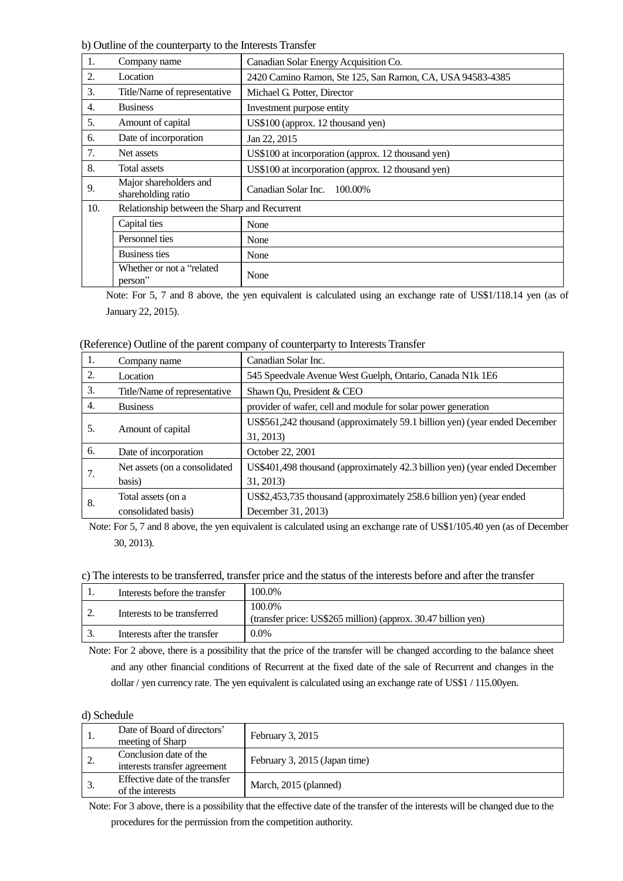b) Outline of the counterparty to the Interests Transfer

| 1. | Company name | | Canadian Solar Energy Acquisition Co. |
|---|---|---|---|
| 2. | Location | | 2420 Camino Ramon, Ste 125, San Ramon, CA, USA 94583-4385 |
| 3. | Title/Name of representative | | Michael G. Potter, Director |
| 4. | Business | | Investment purpose entity |
| 5. | Amount of capital | | US$100 (approx. 12 thousand yen) |
| 6. | Date of incorporation | | Jan 22, 2015 |
| 7. | Net assets | | US$100 at incorporation (approx. 12 thousand yen) |
| 8. | Total assets | | US$100 at incorporation (approx. 12 thousand yen) |
| 9. | Major shareholders and shareholding ratio | | Canadian Solar Inc. 100.00% |
| 10. | Relationship between the Sharp and Recurrent | | |
| | | Capital ties | None |
| | | Personnel ties | None |
| | | Business ties | None |
| | | Whether or not a "related person" | None |

Note: For 5, 7 and 8 above, the yen equivalent is calculated using an exchange rate of US$1/118.14 yen (as of January 22, 2015).

(Reference) Outline of the parent company of counterparty to Interests Transfer

| 1. | Company name | Canadian Solar Inc. |
|---|---|---|
| 2. | Location | 545 Speedvale Avenue West Guelph, Ontario, Canada N1k 1E6 |
| 3. | Title/Name of representative | Shawn Qu, President & CEO |
| 4. | Business | provider of wafer, cell and module for solar power generation |
| 5. | Amount of capital | US$561,242 thousand (approximately 59.1 billion yen) (year ended December 31, 2013) |
| 6. | Date of incorporation | October 22, 2001 |
| 7. | Net assets (on a consolidated basis) | US$401,498 thousand (approximately 42.3 billion yen) (year ended December 31, 2013) |
| 8. | Total assets (on a consolidated basis) | US$2,453,735 thousand (approximately 258.6 billion yen) (year ended December 31, 2013) |

Note: For 5, 7 and 8 above, the yen equivalent is calculated using an exchange rate of US$1/105.40 yen (as of December 30, 2013).

c) The interests to be transferred, transfer price and the status of the interests before and after the transfer

| 1. | Interests before the transfer | 100.0% |
|---|---|---|
| 2. | Interests to be transferred | 100.0% (transfer price: US$265 million) (approx. 30.47 billion yen) |
| 3. | Interests after the transfer | 0.0% |

Note: For 2 above, there is a possibility that the price of the transfer will be changed according to the balance sheet and any other financial conditions of Recurrent at the fixed date of the sale of Recurrent and changes in the dollar / yen currency rate. The yen equivalent is calculated using an exchange rate of US$1 / 115.00yen.

d) Schedule

| 1. | Date of Board of directors' meeting of Sharp | February 3, 2015 |
|---|---|---|
| 2. | Conclusion date of the interests transfer agreement | February 3, 2015 (Japan time) |
| 3. | Effective date of the transfer of the interests | March, 2015 (planned) |

Note: For 3 above, there is a possibility that the effective date of the transfer of the interests will be changed due to the procedures for the permission from the competition authority.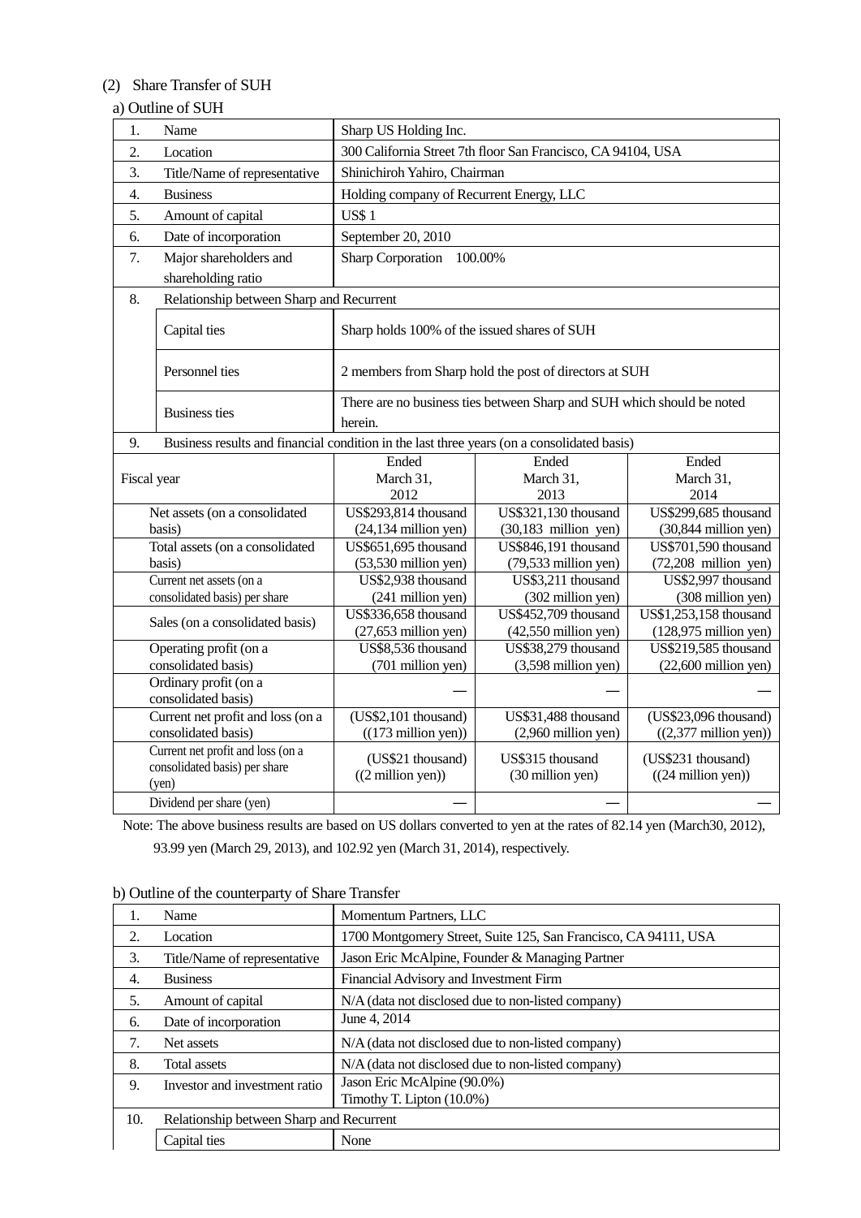(2) Share Transfer of SUH

a) Outline of SUH

| | | | | |
|---|---|---|---|---|
| 1. | Name | Sharp US Holding Inc. | | |
| 2. | Location | 300 California Street 7th floor San Francisco, CA 94104, USA | | |
| 3. | Title/Name of representative | Shinichiroh Yahiro, Chairman | | |
| 4. | Business | Holding company of Recurrent Energy, LLC | | |
| 5. | Amount of capital | US$ 1 | | |
| 6. | Date of incorporation | September 20, 2010 | | |
| 7. | Major shareholders and shareholding ratio | Sharp Corporation 100.00% | | |
| 8. | Relationship between Sharp and Recurrent | | | |
| | Capital ties | Sharp holds 100% of the issued shares of SUH | | |
| | Personnel ties | 2 members from Sharp hold the post of directors at SUH | | |
| | Business ties | There are no business ties between Sharp and SUH which should be noted herein. | | |
| 9. | Business results and financial condition in the last three years (on a consolidated basis) | | | |
| Fiscal year | | Ended March 31, 2012 | Ended March 31, 2013 | Ended March 31, 2014 |
| | Net assets (on a consolidated basis) | US$293,814 thousand (24,134 million yen) | US$321,130 thousand (30,183 million yen) | US$299,685 thousand (30,844 million yen) |
| | Total assets (on a consolidated basis) | US$651,695 thousand (53,530 million yen) | US$846,191 thousand (79,533 million yen) | US$701,590 thousand (72,208 million yen) |
| | Current net assets (on a consolidated basis) per share | US$2,938 thousand (241 million yen) | US$3,211 thousand (302 million yen) | US$2,997 thousand (308 million yen) |
| | Sales (on a consolidated basis) | US$336,658 thousand (27,653 million yen) | US$452,709 thousand (42,550 million yen) | US$1,253,158 thousand (128,975 million yen) |
| | Operating profit (on a consolidated basis) | US$8,536 thousand (701 million yen) | US$38,279 thousand (3,598 million yen) | US$219,585 thousand (22,600 million yen) |
| | Ordinary profit (on a consolidated basis) | — | — | — |
| | Current net profit and loss (on a consolidated basis) | (US$2,101 thousand) ((173 million yen)) | US$31,488 thousand (2,960 million yen) | (US$23,096 thousand) ((2,377 million yen)) |
| | Current net profit and loss (on a consolidated basis) per share (yen) | (US$21 thousand) ((2 million yen)) | US$315 thousand (30 million yen) | (US$231 thousand) ((24 million yen)) |
| | Dividend per share (yen) | — | — | — |

Note: The above business results are based on US dollars converted to yen at the rates of 82.14 yen (March30, 2012), 93.99 yen (March 29, 2013), and 102.92 yen (March 31, 2014), respectively.

b) Outline of the counterparty of Share Transfer

| | | |
|---|---|---|
| 1. | Name | Momentum Partners, LLC |
| 2. | Location | 1700 Montgomery Street, Suite 125, San Francisco, CA 94111, USA |
| 3. | Title/Name of representative | Jason Eric McAlpine, Founder & Managing Partner |
| 4. | Business | Financial Advisory and Investment Firm |
| 5. | Amount of capital | N/A (data not disclosed due to non-listed company) |
| 6. | Date of incorporation | June 4, 2014 |
| 7. | Net assets | N/A (data not disclosed due to non-listed company) |
| 8. | Total assets | N/A (data not disclosed due to non-listed company) |
| 9. | Investor and investment ratio | Jason Eric McAlpine (90.0%) Timothy T. Lipton (10.0%) |
| 10. | Relationship between Sharp and Recurrent | |
| | Capital ties | None |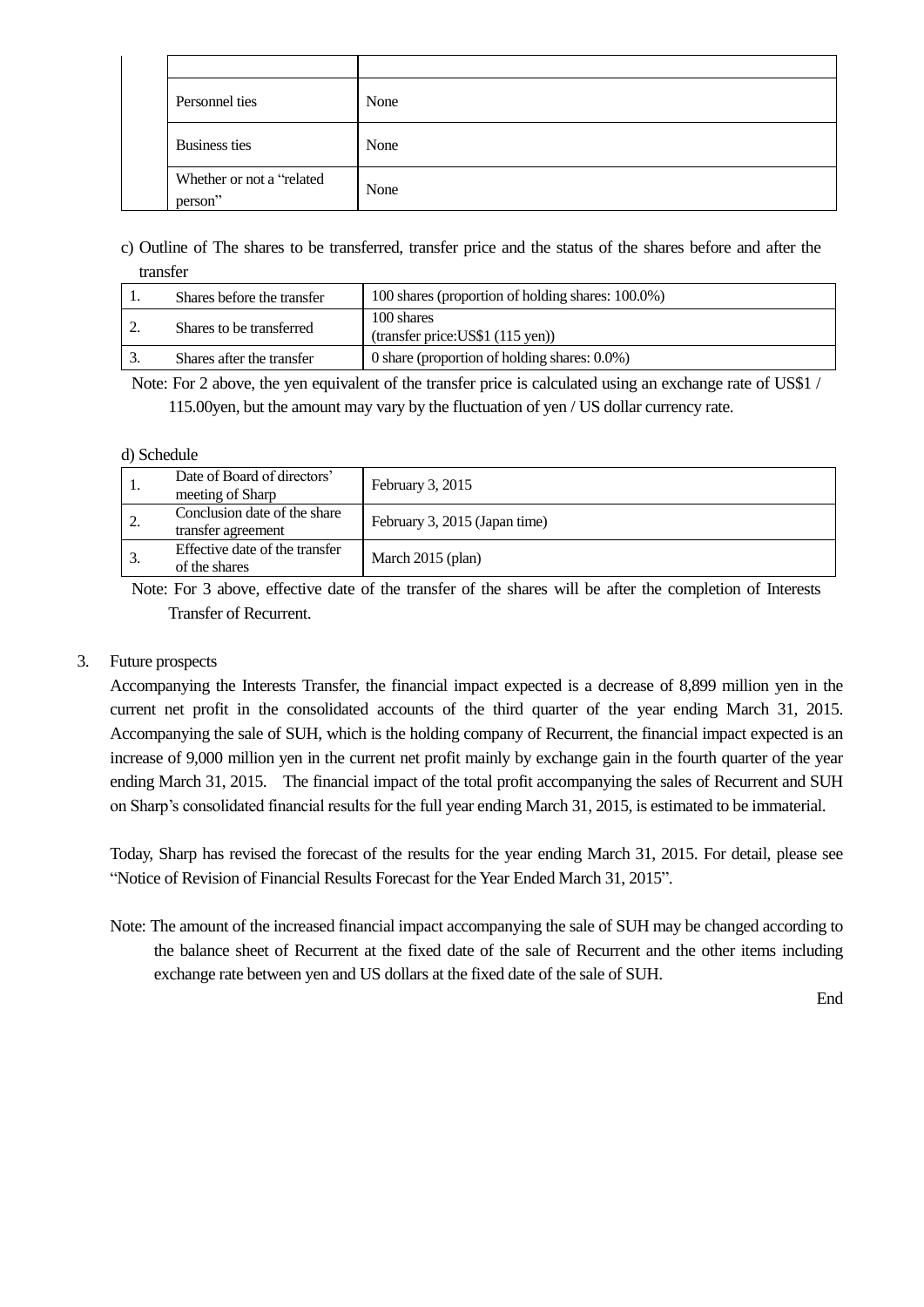| | |
|---|---|
| | |
| Personnel ties | None |
| Business ties | None |
| Whether or not a "related person" | None |

c) Outline of The shares to be transferred, transfer price and the status of the shares before and after the transfer

| | | |
|---|---|---|
| 1. | Shares before the transfer | 100 shares (proportion of holding shares: 100.0%) |
| 2. | Shares to be transferred | 100 shares<br>(transfer price:US$1 (115 yen)) |
| 3. | Shares after the transfer | 0 share (proportion of holding shares: 0.0%) |

Note: For 2 above, the yen equivalent of the transfer price is calculated using an exchange rate of US$1 / 115.00yen, but the amount may vary by the fluctuation of yen / US dollar currency rate.

d) Schedule

| | | |
|---|---|---|
| 1. | Date of Board of directors' meeting of Sharp | February 3, 2015 |
| 2. | Conclusion date of the share transfer agreement | February 3, 2015 (Japan time) |
| 3. | Effective date of the transfer of the shares | March 2015 (plan) |

Note: For 3 above, effective date of the transfer of the shares will be after the completion of Interests Transfer of Recurrent.

3. Future prospects

Accompanying the Interests Transfer, the financial impact expected is a decrease of 8,899 million yen in the current net profit in the consolidated accounts of the third quarter of the year ending March 31, 2015. Accompanying the sale of SUH, which is the holding company of Recurrent, the financial impact expected is an increase of 9,000 million yen in the current net profit mainly by exchange gain in the fourth quarter of the year ending March 31, 2015. The financial impact of the total profit accompanying the sales of Recurrent and SUH on Sharp's consolidated financial results for the full year ending March 31, 2015, is estimated to be immaterial.

Today, Sharp has revised the forecast of the results for the year ending March 31, 2015. For detail, please see "Notice of Revision of Financial Results Forecast for the Year Ended March 31, 2015".

Note: The amount of the increased financial impact accompanying the sale of SUH may be changed according to the balance sheet of Recurrent at the fixed date of the sale of Recurrent and the other items including exchange rate between yen and US dollars at the fixed date of the sale of SUH.

End